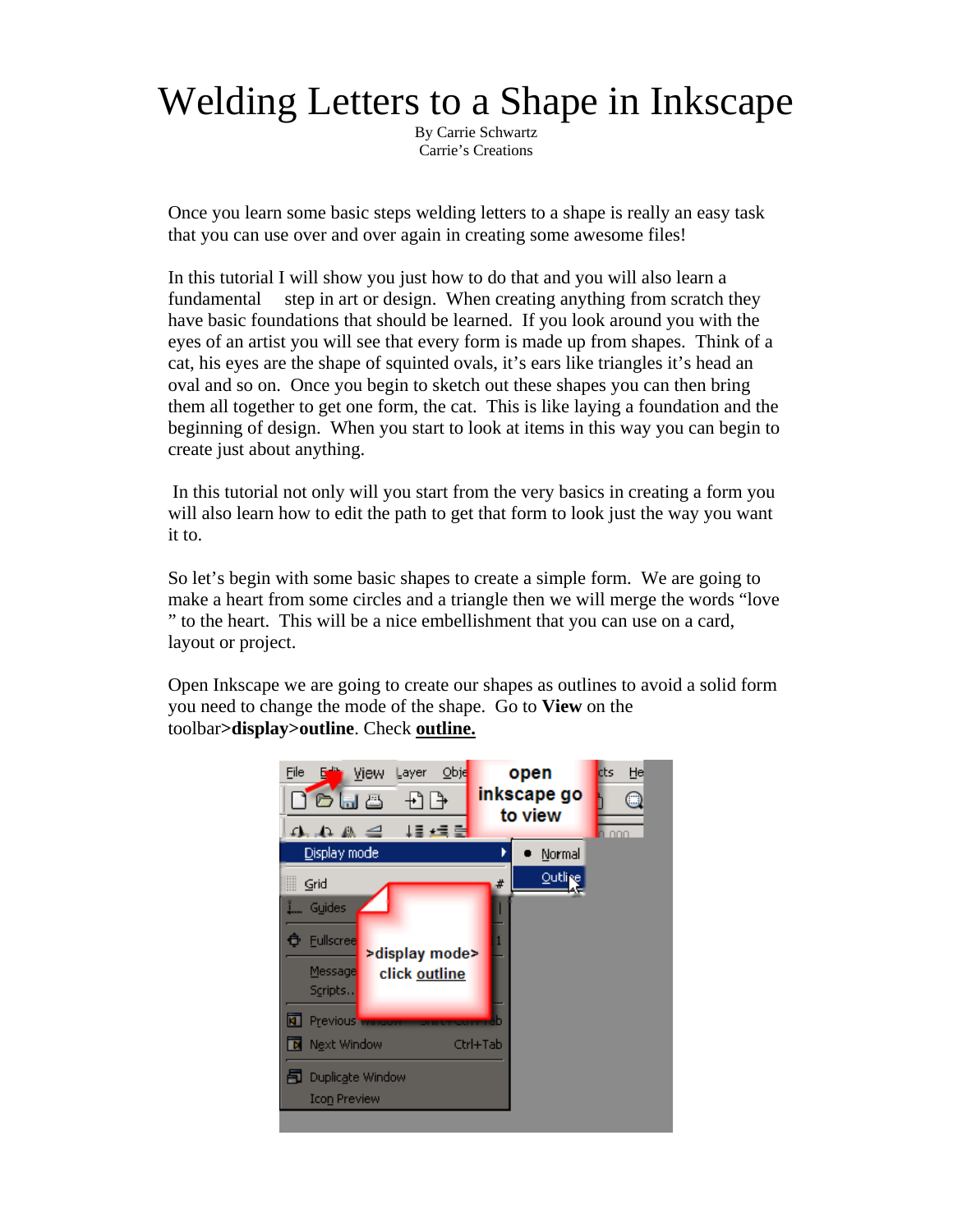# Welding Letters to a Shape in Inkscape

By Carrie Schwartz
Carrie's Creations

Once you learn some basic steps welding letters to a shape is really an easy task that you can use over and over again in creating some awesome files!

In this tutorial I will show you just how to do that and you will also learn a fundamental step in art or design. When creating anything from scratch they have basic foundations that should be learned. If you look around you with the eyes of an artist you will see that every form is made up from shapes. Think of a cat, his eyes are the shape of squinted ovals, it's ears like triangles it's head an oval and so on. Once you begin to sketch out these shapes you can then bring them all together to get one form, the cat. This is like laying a foundation and the beginning of design. When you start to look at items in this way you can begin to create just about anything.

In this tutorial not only will you start from the very basics in creating a form you will also learn how to edit the path to get that form to look just the way you want it to.

So let's begin with some basic shapes to create a simple form. We are going to make a heart from some circles and a triangle then we will merge the words "love " to the heart. This will be a nice embellishment that you can use on a card, layout or project.

Open Inkscape we are going to create our shapes as outlines to avoid a solid form you need to change the mode of the shape. Go to **View** on the toolbar>**display**>**outline**. Check **outline.**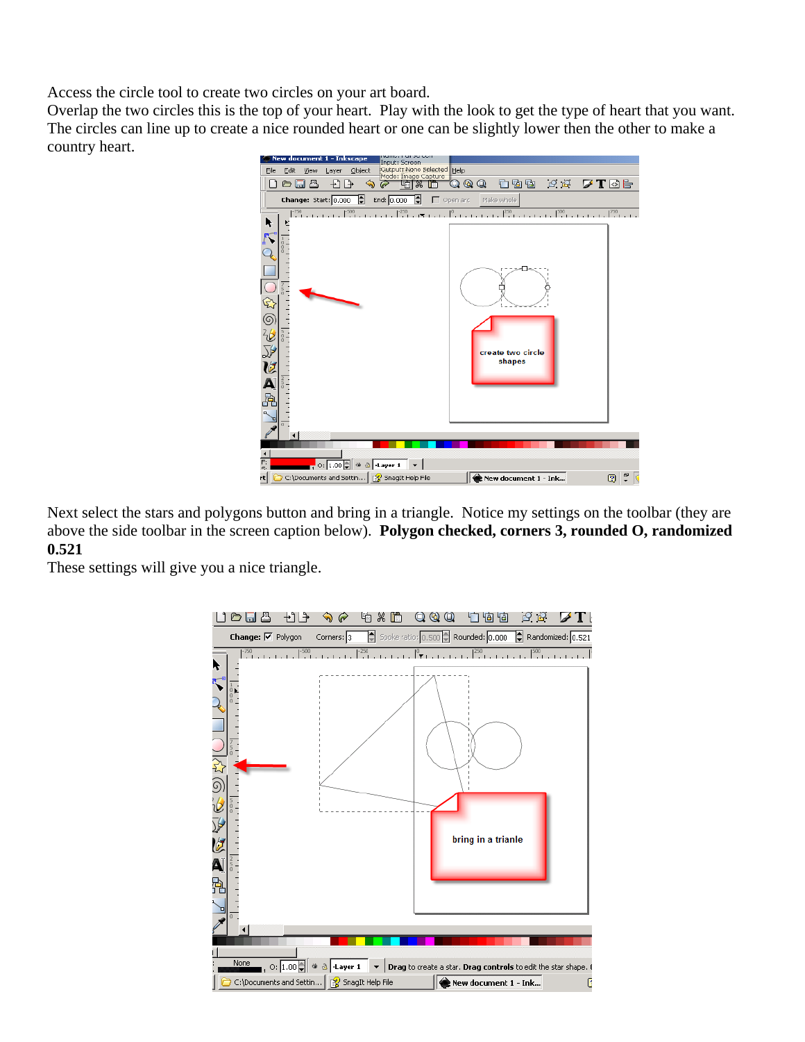Access the circle tool to create two circles on your art board.
Overlap the two circles this is the top of your heart. Play with the look to get the type of heart that you want. The circles can line up to create a nice rounded heart or one can be slightly lower then the other to make a country heart.

Next select the stars and polygons button and bring in a triangle. Notice my settings on the toolbar (they are above the side toolbar in the screen caption below). **Polygon checked, corners 3, rounded O, randomized 0.521**
These settings will give you a nice triangle.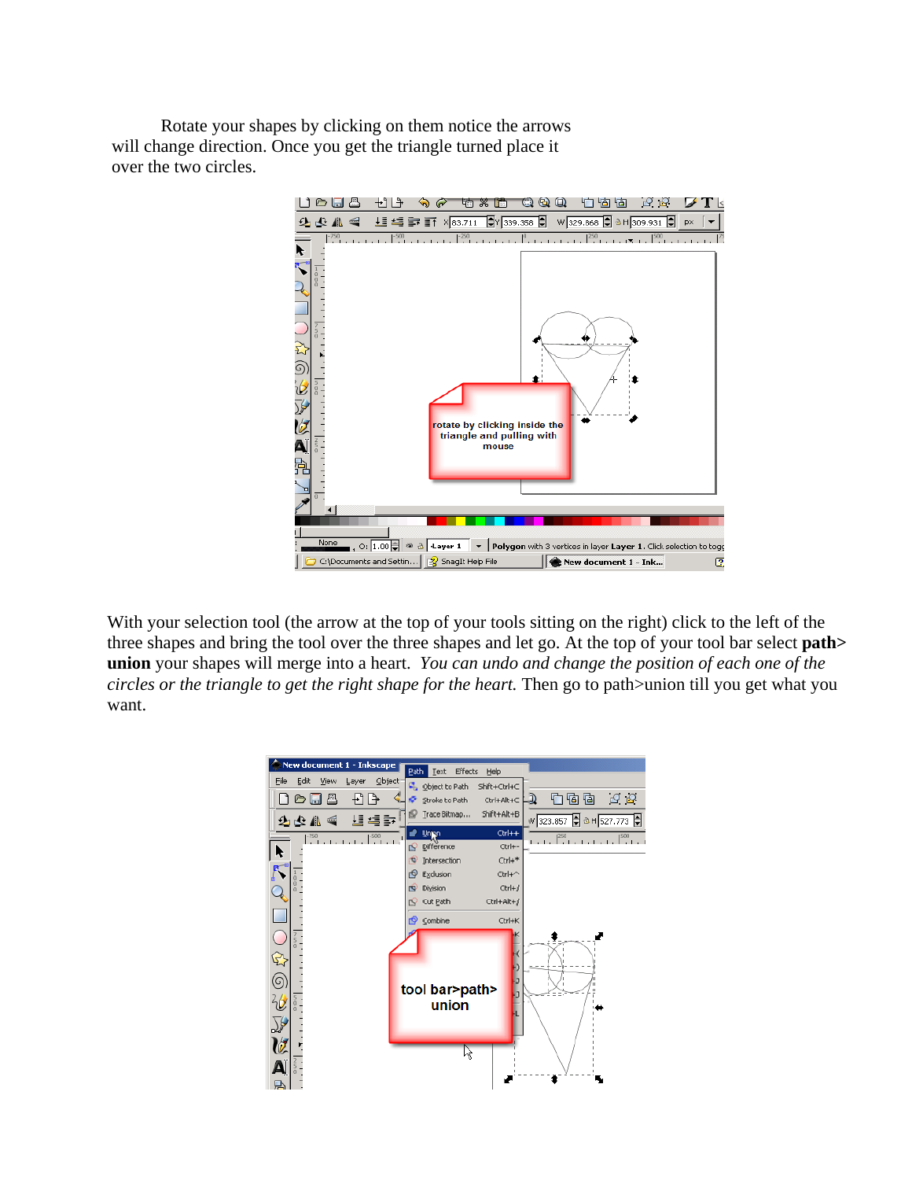Rotate your shapes by clicking on them notice the arrows will change direction. Once you get the triangle turned place it over the two circles.

With your selection tool (the arrow at the top of your tools sitting on the right) click to the left of the three shapes and bring the tool over the three shapes and let go. At the top of your tool bar select **path> union** your shapes will merge into a heart. *You can undo and change the position of each one of the circles or the triangle to get the right shape for the heart.* Then go to path>union till you get what you want.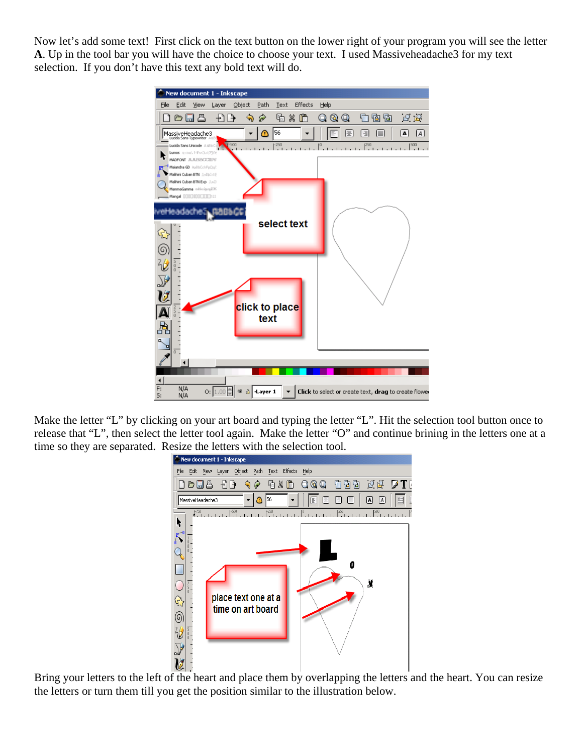Now let's add some text! First click on the text button on the lower right of your program you will see the letter **A**. Up in the tool bar you will have the choice to choose your text. I used Massiveheadache3 for my text selection. If you don't have this text any bold text will do.

Make the letter "L" by clicking on your art board and typing the letter "L". Hit the selection tool button once to release that "L", then select the letter tool again. Make the letter "O" and continue brining in the letters one at a time so they are separated. Resize the letters with the selection tool.

Bring your letters to the left of the heart and place them by overlapping the letters and the heart. You can resize the letters or turn them till you get the position similar to the illustration below.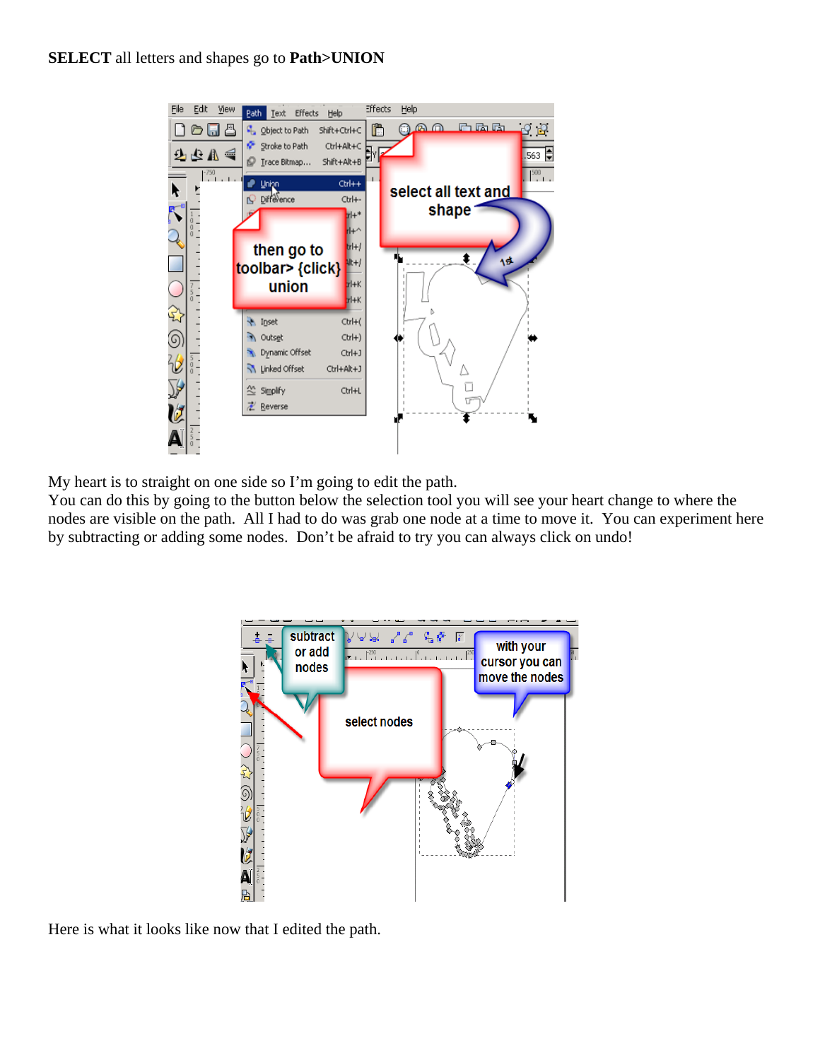**SELECT** all letters and shapes go to **Path>UNION**

My heart is to straight on one side so I'm going to edit the path.
You can do this by going to the button below the selection tool you will see your heart change to where the nodes are visible on the path. All I had to do was grab one node at a time to move it. You can experiment here by subtracting or adding some nodes. Don't be afraid to try you can always click on undo!

Here is what it looks like now that I edited the path.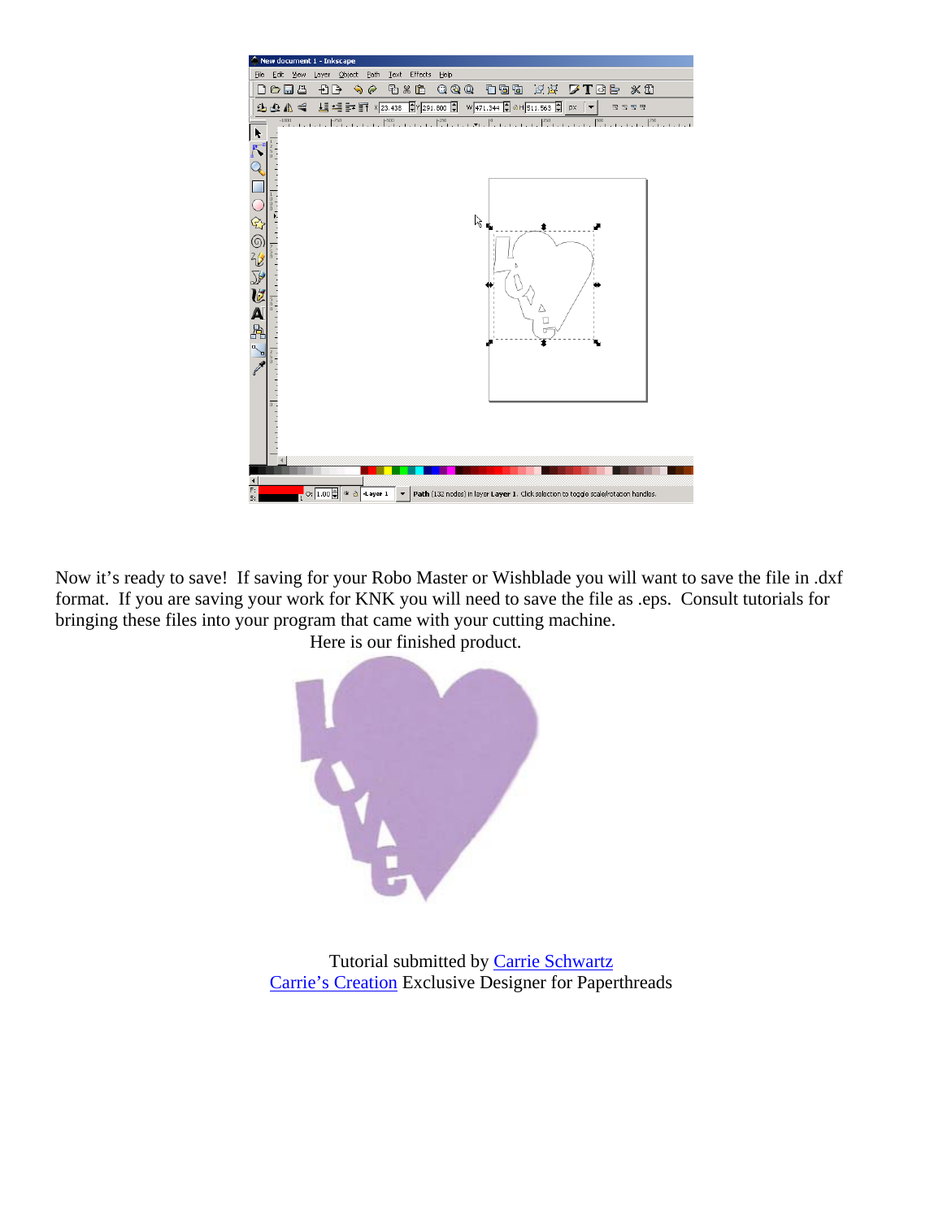Now it's ready to save! If saving for your Robo Master or Wishblade you will want to save the file in .dxf format. If you are saving your work for KNK you will need to save the file as .eps. Consult tutorials for bringing these files into your program that came with your cutting machine.

Here is our finished product.

Tutorial submitted by [Carrie Schwartz](#)
[Carrie's Creation](#) Exclusive Designer for Paperthreads